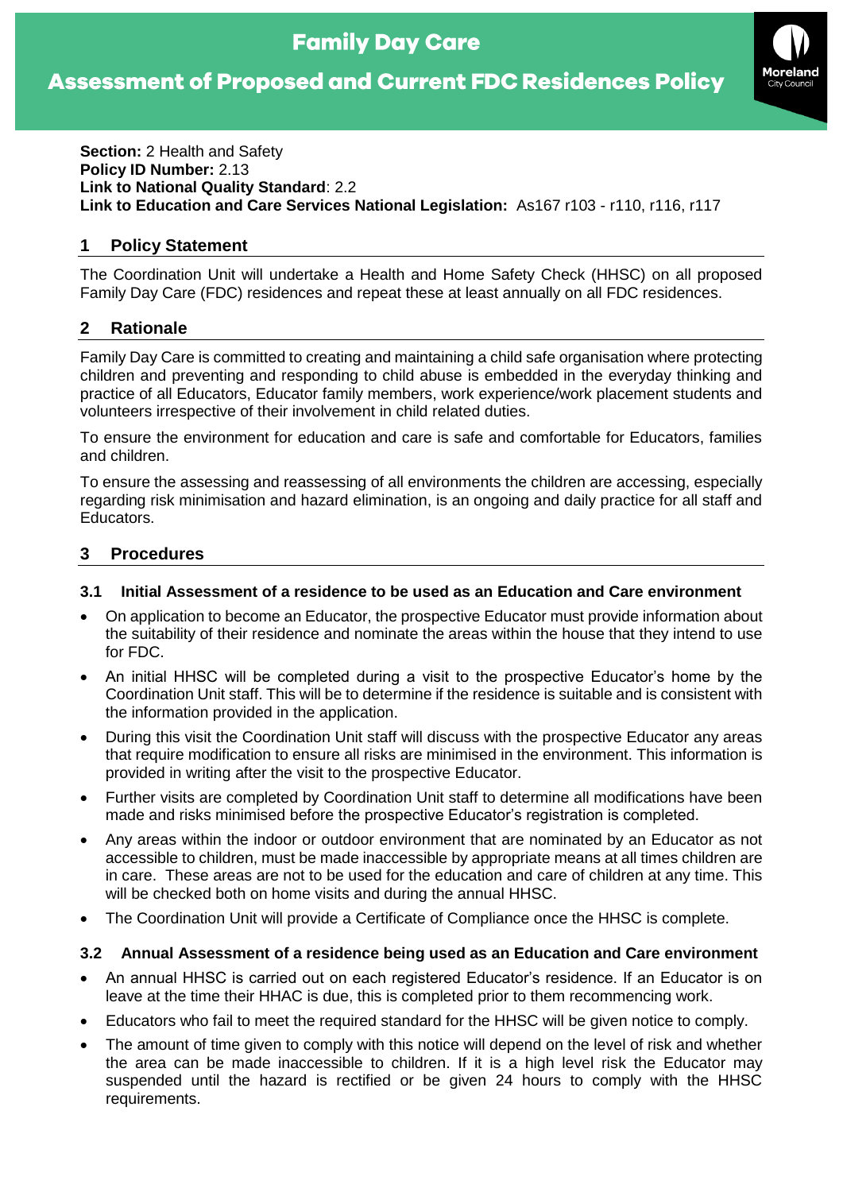# Family Day Care

## Assessment of Proposed and Current FDC Residences Policy

**Section:** 2 Health and Safety
**Policy ID Number:** 2.13
**Link to National Quality Standard**: 2.2
**Link to Education and Care Services National Legislation:** As167 r103 - r110, r116, r117

## 1 Policy Statement

The Coordination Unit will undertake a Health and Home Safety Check (HHSC) on all proposed Family Day Care (FDC) residences and repeat these at least annually on all FDC residences.

## 2 Rationale

Family Day Care is committed to creating and maintaining a child safe organisation where protecting children and preventing and responding to child abuse is embedded in the everyday thinking and practice of all Educators, Educator family members, work experience/work placement students and volunteers irrespective of their involvement in child related duties.

To ensure the environment for education and care is safe and comfortable for Educators, families and children.

To ensure the assessing and reassessing of all environments the children are accessing, especially regarding risk minimisation and hazard elimination, is an ongoing and daily practice for all staff and Educators.

## 3 Procedures

### 3.1 Initial Assessment of a residence to be used as an Education and Care environment

- On application to become an Educator, the prospective Educator must provide information about the suitability of their residence and nominate the areas within the house that they intend to use for FDC.
- An initial HHSC will be completed during a visit to the prospective Educator's home by the Coordination Unit staff. This will be to determine if the residence is suitable and is consistent with the information provided in the application.
- During this visit the Coordination Unit staff will discuss with the prospective Educator any areas that require modification to ensure all risks are minimised in the environment. This information is provided in writing after the visit to the prospective Educator.
- Further visits are completed by Coordination Unit staff to determine all modifications have been made and risks minimised before the prospective Educator's registration is completed.
- Any areas within the indoor or outdoor environment that are nominated by an Educator as not accessible to children, must be made inaccessible by appropriate means at all times children are in care. These areas are not to be used for the education and care of children at any time. This will be checked both on home visits and during the annual HHSC.
- The Coordination Unit will provide a Certificate of Compliance once the HHSC is complete.

### 3.2 Annual Assessment of a residence being used as an Education and Care environment

- An annual HHSC is carried out on each registered Educator's residence. If an Educator is on leave at the time their HHAC is due, this is completed prior to them recommencing work.
- Educators who fail to meet the required standard for the HHSC will be given notice to comply.
- The amount of time given to comply with this notice will depend on the level of risk and whether the area can be made inaccessible to children. If it is a high level risk the Educator may suspended until the hazard is rectified or be given 24 hours to comply with the HHSC requirements.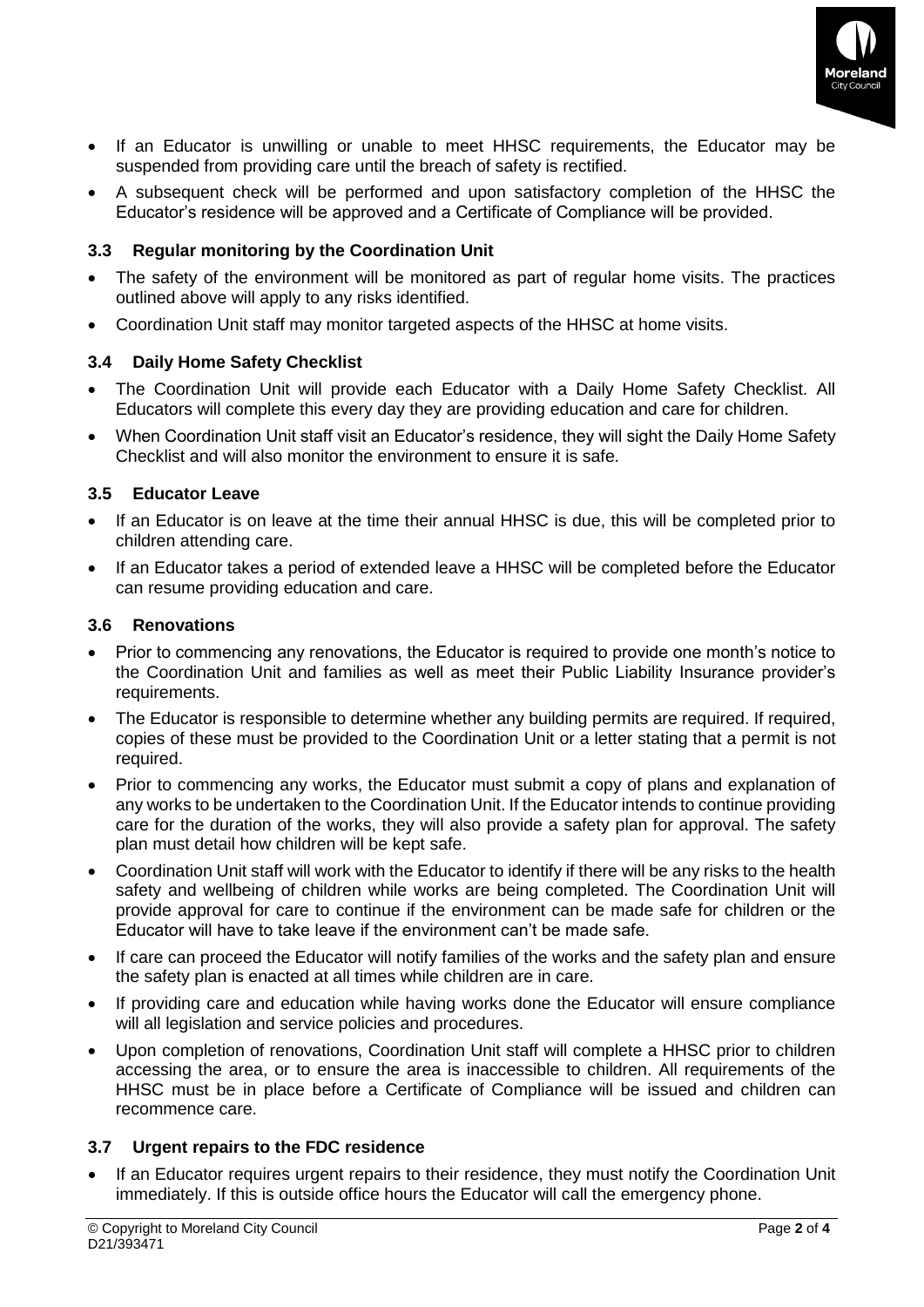- If an Educator is unwilling or unable to meet HHSC requirements, the Educator may be suspended from providing care until the breach of safety is rectified.
- A subsequent check will be performed and upon satisfactory completion of the HHSC the Educator's residence will be approved and a Certificate of Compliance will be provided.

### 3.3 Regular monitoring by the Coordination Unit

- The safety of the environment will be monitored as part of regular home visits. The practices outlined above will apply to any risks identified.
- Coordination Unit staff may monitor targeted aspects of the HHSC at home visits.

### 3.4 Daily Home Safety Checklist

- The Coordination Unit will provide each Educator with a Daily Home Safety Checklist. All Educators will complete this every day they are providing education and care for children.
- When Coordination Unit staff visit an Educator's residence, they will sight the Daily Home Safety Checklist and will also monitor the environment to ensure it is safe.

### 3.5 Educator Leave

- If an Educator is on leave at the time their annual HHSC is due, this will be completed prior to children attending care.
- If an Educator takes a period of extended leave a HHSC will be completed before the Educator can resume providing education and care.

### 3.6 Renovations

- Prior to commencing any renovations, the Educator is required to provide one month's notice to the Coordination Unit and families as well as meet their Public Liability Insurance provider's requirements.
- The Educator is responsible to determine whether any building permits are required. If required, copies of these must be provided to the Coordination Unit or a letter stating that a permit is not required.
- Prior to commencing any works, the Educator must submit a copy of plans and explanation of any works to be undertaken to the Coordination Unit. If the Educator intends to continue providing care for the duration of the works, they will also provide a safety plan for approval. The safety plan must detail how children will be kept safe.
- Coordination Unit staff will work with the Educator to identify if there will be any risks to the health safety and wellbeing of children while works are being completed. The Coordination Unit will provide approval for care to continue if the environment can be made safe for children or the Educator will have to take leave if the environment can't be made safe.
- If care can proceed the Educator will notify families of the works and the safety plan and ensure the safety plan is enacted at all times while children are in care.
- If providing care and education while having works done the Educator will ensure compliance will all legislation and service policies and procedures.
- Upon completion of renovations, Coordination Unit staff will complete a HHSC prior to children accessing the area, or to ensure the area is inaccessible to children. All requirements of the HHSC must be in place before a Certificate of Compliance will be issued and children can recommence care.

### 3.7 Urgent repairs to the FDC residence

- If an Educator requires urgent repairs to their residence, they must notify the Coordination Unit immediately. If this is outside office hours the Educator will call the emergency phone.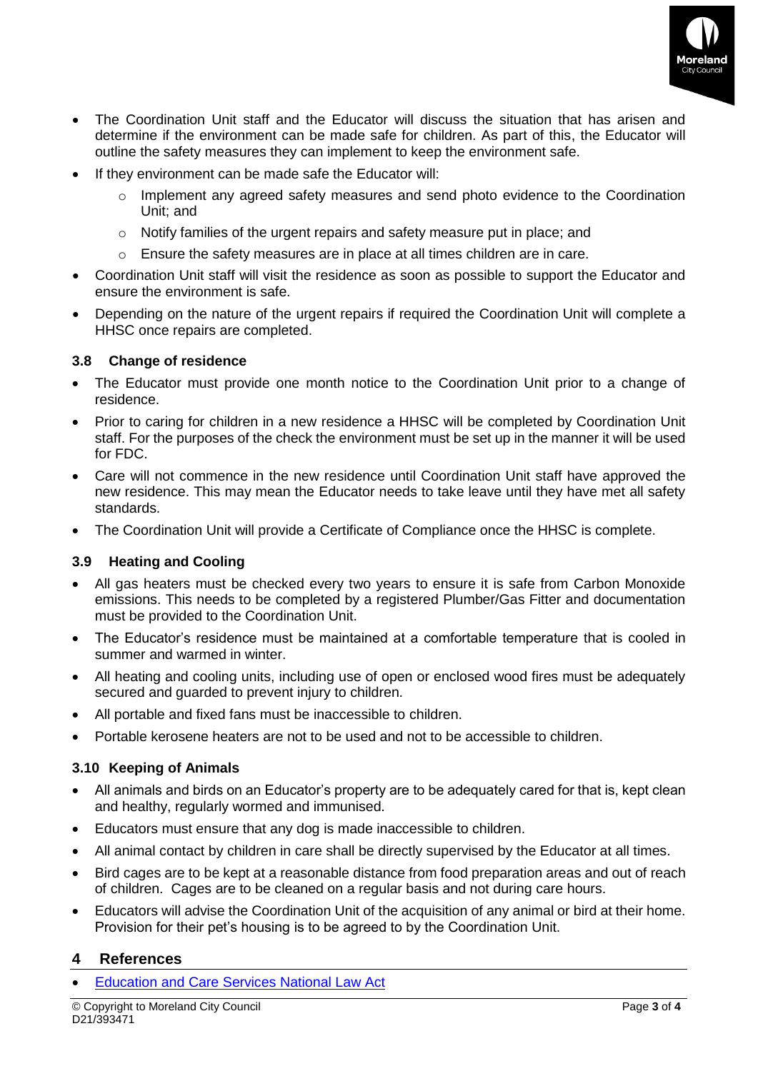- The Coordination Unit staff and the Educator will discuss the situation that has arisen and determine if the environment can be made safe for children. As part of this, the Educator will outline the safety measures they can implement to keep the environment safe.
- If they environment can be made safe the Educator will:
  - Implement any agreed safety measures and send photo evidence to the Coordination Unit; and
  - Notify families of the urgent repairs and safety measure put in place; and
  - Ensure the safety measures are in place at all times children are in care.
- Coordination Unit staff will visit the residence as soon as possible to support the Educator and ensure the environment is safe.
- Depending on the nature of the urgent repairs if required the Coordination Unit will complete a HHSC once repairs are completed.

### 3.8 Change of residence

- The Educator must provide one month notice to the Coordination Unit prior to a change of residence.
- Prior to caring for children in a new residence a HHSC will be completed by Coordination Unit staff. For the purposes of the check the environment must be set up in the manner it will be used for FDC.
- Care will not commence in the new residence until Coordination Unit staff have approved the new residence. This may mean the Educator needs to take leave until they have met all safety standards.
- The Coordination Unit will provide a Certificate of Compliance once the HHSC is complete.

### 3.9 Heating and Cooling

- All gas heaters must be checked every two years to ensure it is safe from Carbon Monoxide emissions. This needs to be completed by a registered Plumber/Gas Fitter and documentation must be provided to the Coordination Unit.
- The Educator's residence must be maintained at a comfortable temperature that is cooled in summer and warmed in winter.
- All heating and cooling units, including use of open or enclosed wood fires must be adequately secured and guarded to prevent injury to children.
- All portable and fixed fans must be inaccessible to children.
- Portable kerosene heaters are not to be used and not to be accessible to children.

### 3.10 Keeping of Animals

- All animals and birds on an Educator's property are to be adequately cared for that is, kept clean and healthy, regularly wormed and immunised.
- Educators must ensure that any dog is made inaccessible to children.
- All animal contact by children in care shall be directly supervised by the Educator at all times.
- Bird cages are to be kept at a reasonable distance from food preparation areas and out of reach of children. Cages are to be cleaned on a regular basis and not during care hours.
- Educators will advise the Coordination Unit of the acquisition of any animal or bird at their home. Provision for their pet's housing is to be agreed to by the Coordination Unit.

## 4 References

- Education and Care Services National Law Act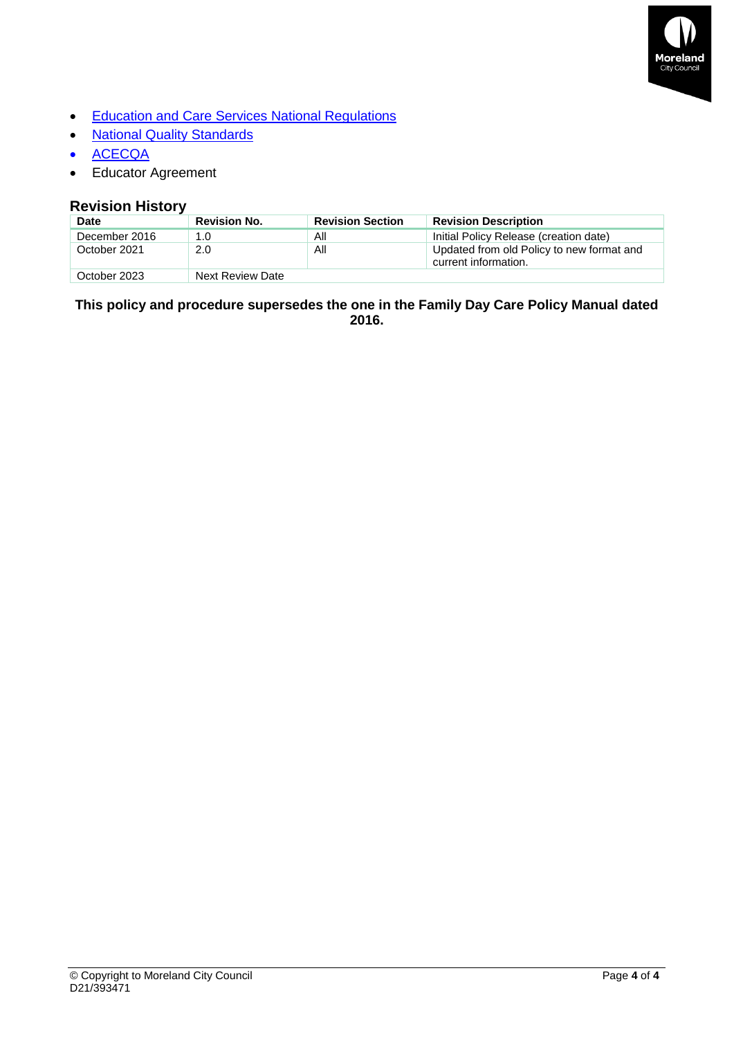- [Education and Care Services National Regulations]
- [National Quality Standards]
- [ACECQA]
- Educator Agreement

### Revision History

| Date | Revision No. | Revision Section | Revision Description |
|---|---|---|---|
| December 2016 | 1.0 | All | Initial Policy Release (creation date) |
| October 2021 | 2.0 | All | Updated from old Policy to new format and current information. |
| October 2023 | Next Review Date | | |

**This policy and procedure supersedes the one in the Family Day Care Policy Manual dated 2016.**

© Copyright to Moreland City Council
D21/393471